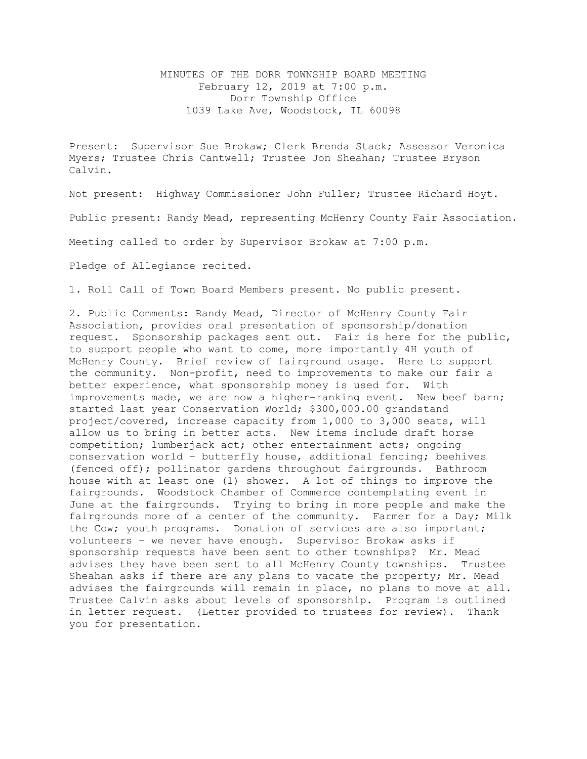# MINUTES OF THE DORR TOWNSHIP BOARD MEETING

February 12, 2019 at 7:00 p.m.
Dorr Township Office
1039 Lake Ave, Woodstock, IL 60098

Present: Supervisor Sue Brokaw; Clerk Brenda Stack; Assessor Veronica Myers; Trustee Chris Cantwell; Trustee Jon Sheahan; Trustee Bryson Calvin.

Not present: Highway Commissioner John Fuller; Trustee Richard Hoyt.

Public present: Randy Mead, representing McHenry County Fair Association.

Meeting called to order by Supervisor Brokaw at 7:00 p.m.

Pledge of Allegiance recited.

1. Roll Call of Town Board Members present. No public present.

2. Public Comments: Randy Mead, Director of McHenry County Fair Association, provides oral presentation of sponsorship/donation request. Sponsorship packages sent out. Fair is here for the public, to support people who want to come, more importantly 4H youth of McHenry County. Brief review of fairground usage. Here to support the community. Non-profit, need to improvements to make our fair a better experience, what sponsorship money is used for. With improvements made, we are now a higher-ranking event. New beef barn; started last year Conservation World; $300,000.00 grandstand project/covered, increase capacity from 1,000 to 3,000 seats, will allow us to bring in better acts. New items include draft horse competition; lumberjack act; other entertainment acts; ongoing conservation world – butterfly house, additional fencing; beehives (fenced off); pollinator gardens throughout fairgrounds. Bathroom house with at least one (1) shower. A lot of things to improve the fairgrounds. Woodstock Chamber of Commerce contemplating event in June at the fairgrounds. Trying to bring in more people and make the fairgrounds more of a center of the community. Farmer for a Day; Milk the Cow; youth programs. Donation of services are also important; volunteers – we never have enough. Supervisor Brokaw asks if sponsorship requests have been sent to other townships? Mr. Mead advises they have been sent to all McHenry County townships. Trustee Sheahan asks if there are any plans to vacate the property; Mr. Mead advises the fairgrounds will remain in place, no plans to move at all. Trustee Calvin asks about levels of sponsorship. Program is outlined in letter request. (Letter provided to trustees for review). Thank you for presentation.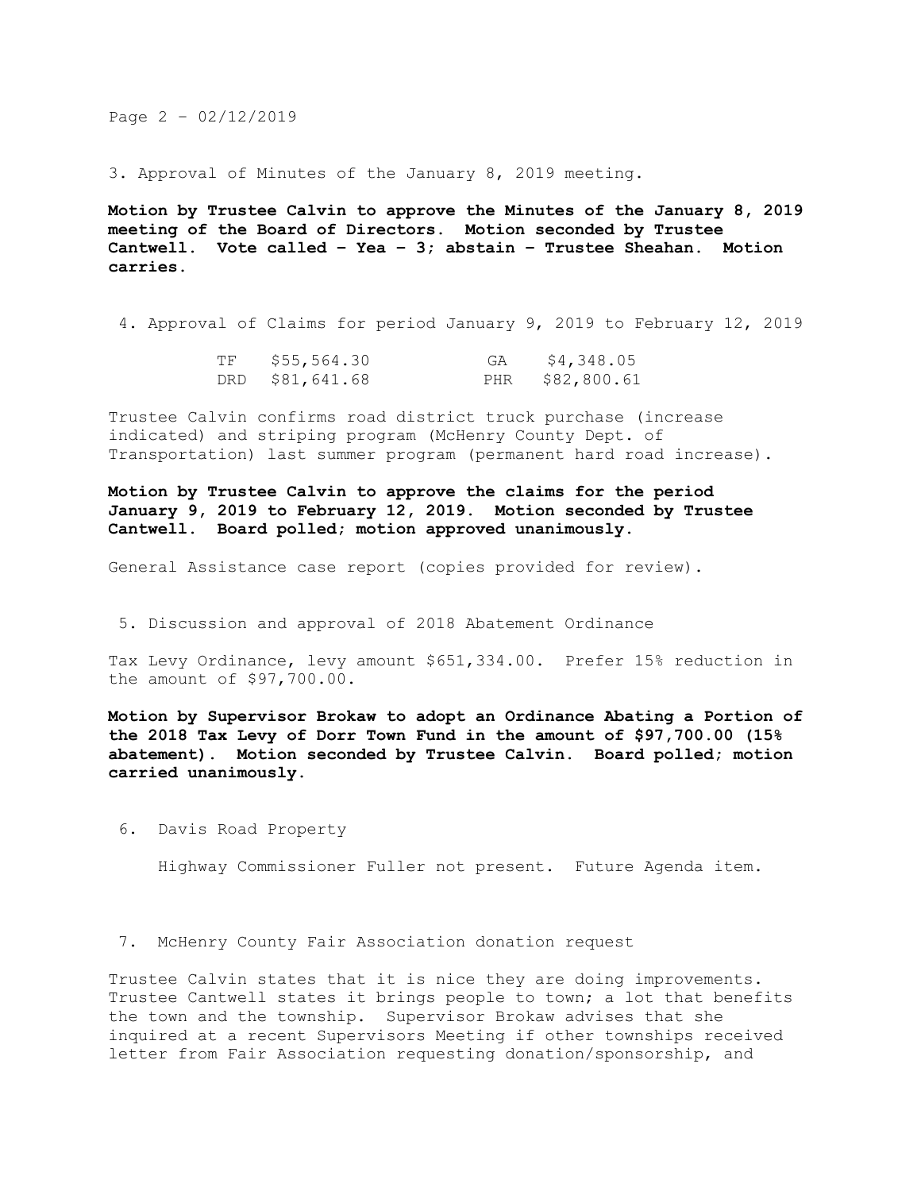Page 2 – 02/12/2019

3. Approval of Minutes of the January 8, 2019 meeting.

**Motion by Trustee Calvin to approve the Minutes of the January 8, 2019 meeting of the Board of Directors. Motion seconded by Trustee Cantwell. Vote called – Yea – 3; abstain – Trustee Sheahan. Motion carries.**

4. Approval of Claims for period January 9, 2019 to February 12, 2019

| | | | |
|---|---|---|---|
| TF | $55,564.30 | GA | $4,348.05 |
| DRD | $81,641.68 | PHR | $82,800.61 |

Trustee Calvin confirms road district truck purchase (increase indicated) and striping program (McHenry County Dept. of Transportation) last summer program (permanent hard road increase).

**Motion by Trustee Calvin to approve the claims for the period January 9, 2019 to February 12, 2019. Motion seconded by Trustee Cantwell. Board polled; motion approved unanimously.**

General Assistance case report (copies provided for review).

5. Discussion and approval of 2018 Abatement Ordinance

Tax Levy Ordinance, levy amount $651,334.00. Prefer 15% reduction in the amount of $97,700.00.

**Motion by Supervisor Brokaw to adopt an Ordinance Abating a Portion of the 2018 Tax Levy of Dorr Town Fund in the amount of $97,700.00 (15% abatement). Motion seconded by Trustee Calvin. Board polled; motion carried unanimously.**

6. Davis Road Property

Highway Commissioner Fuller not present. Future Agenda item.

7. McHenry County Fair Association donation request

Trustee Calvin states that it is nice they are doing improvements. Trustee Cantwell states it brings people to town; a lot that benefits the town and the township. Supervisor Brokaw advises that she inquired at a recent Supervisors Meeting if other townships received letter from Fair Association requesting donation/sponsorship, and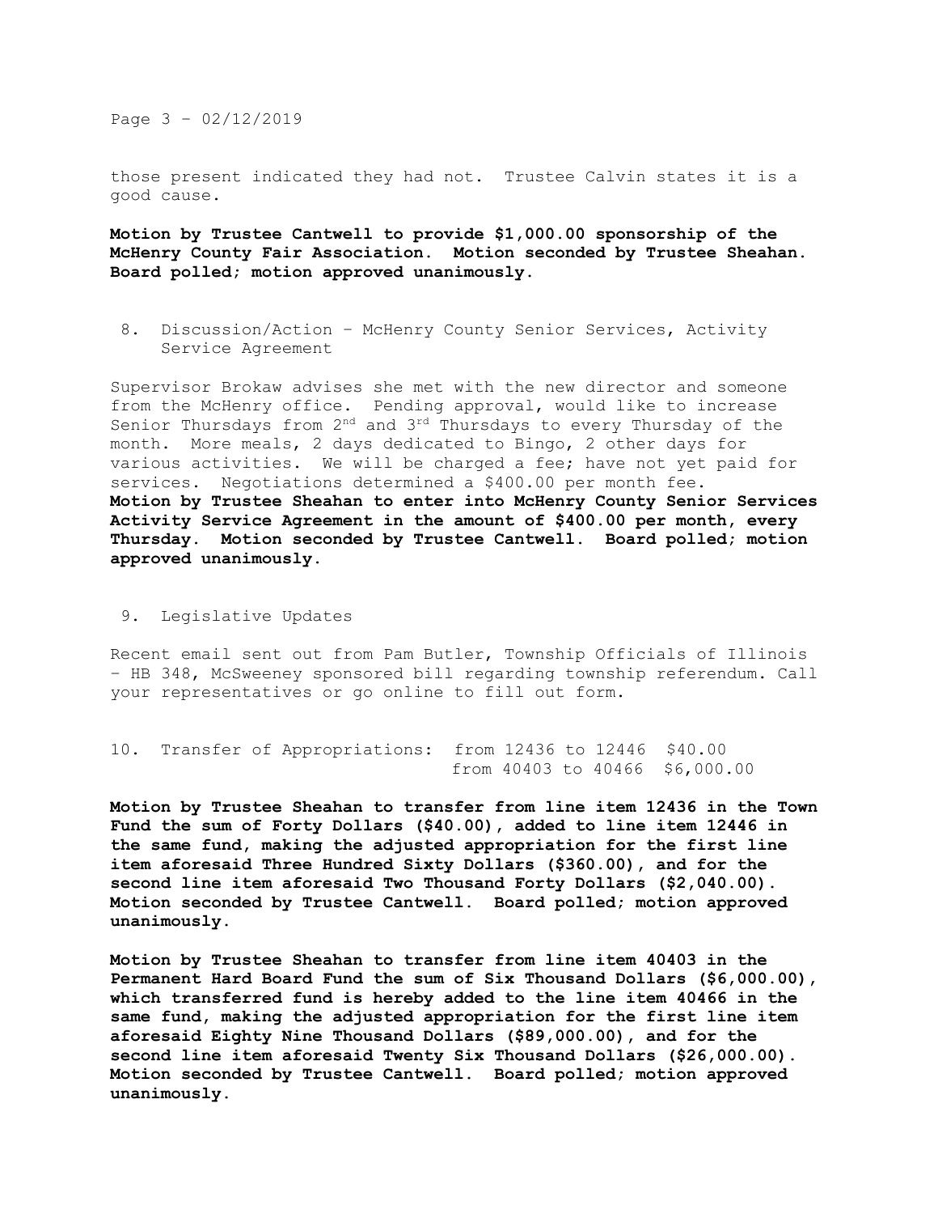those present indicated they had not. Trustee Calvin states it is a good cause.

**Motion by Trustee Cantwell to provide $1,000.00 sponsorship of the McHenry County Fair Association. Motion seconded by Trustee Sheahan. Board polled; motion approved unanimously.**

8. Discussion/Action – McHenry County Senior Services, Activity Service Agreement

Supervisor Brokaw advises she met with the new director and someone from the McHenry office. Pending approval, would like to increase Senior Thursdays from 2nd and 3rd Thursdays to every Thursday of the month. More meals, 2 days dedicated to Bingo, 2 other days for various activities. We will be charged a fee; have not yet paid for services. Negotiations determined a $400.00 per month fee.
**Motion by Trustee Sheahan to enter into McHenry County Senior Services Activity Service Agreement in the amount of $400.00 per month, every Thursday. Motion seconded by Trustee Cantwell. Board polled; motion approved unanimously.**

9. Legislative Updates

Recent email sent out from Pam Butler, Township Officials of Illinois – HB 348, McSweeney sponsored bill regarding township referendum. Call your representatives or go online to fill out form.

10. Transfer of Appropriations: from 12436 to 12446 $40.00
from 40403 to 40466 $6,000.00

**Motion by Trustee Sheahan to transfer from line item 12436 in the Town Fund the sum of Forty Dollars ($40.00), added to line item 12446 in the same fund, making the adjusted appropriation for the first line item aforesaid Three Hundred Sixty Dollars ($360.00), and for the second line item aforesaid Two Thousand Forty Dollars ($2,040.00). Motion seconded by Trustee Cantwell. Board polled; motion approved unanimously.**

**Motion by Trustee Sheahan to transfer from line item 40403 in the Permanent Hard Board Fund the sum of Six Thousand Dollars ($6,000.00), which transferred fund is hereby added to the line item 40466 in the same fund, making the adjusted appropriation for the first line item aforesaid Eighty Nine Thousand Dollars ($89,000.00), and for the second line item aforesaid Twenty Six Thousand Dollars ($26,000.00). Motion seconded by Trustee Cantwell. Board polled; motion approved unanimously.**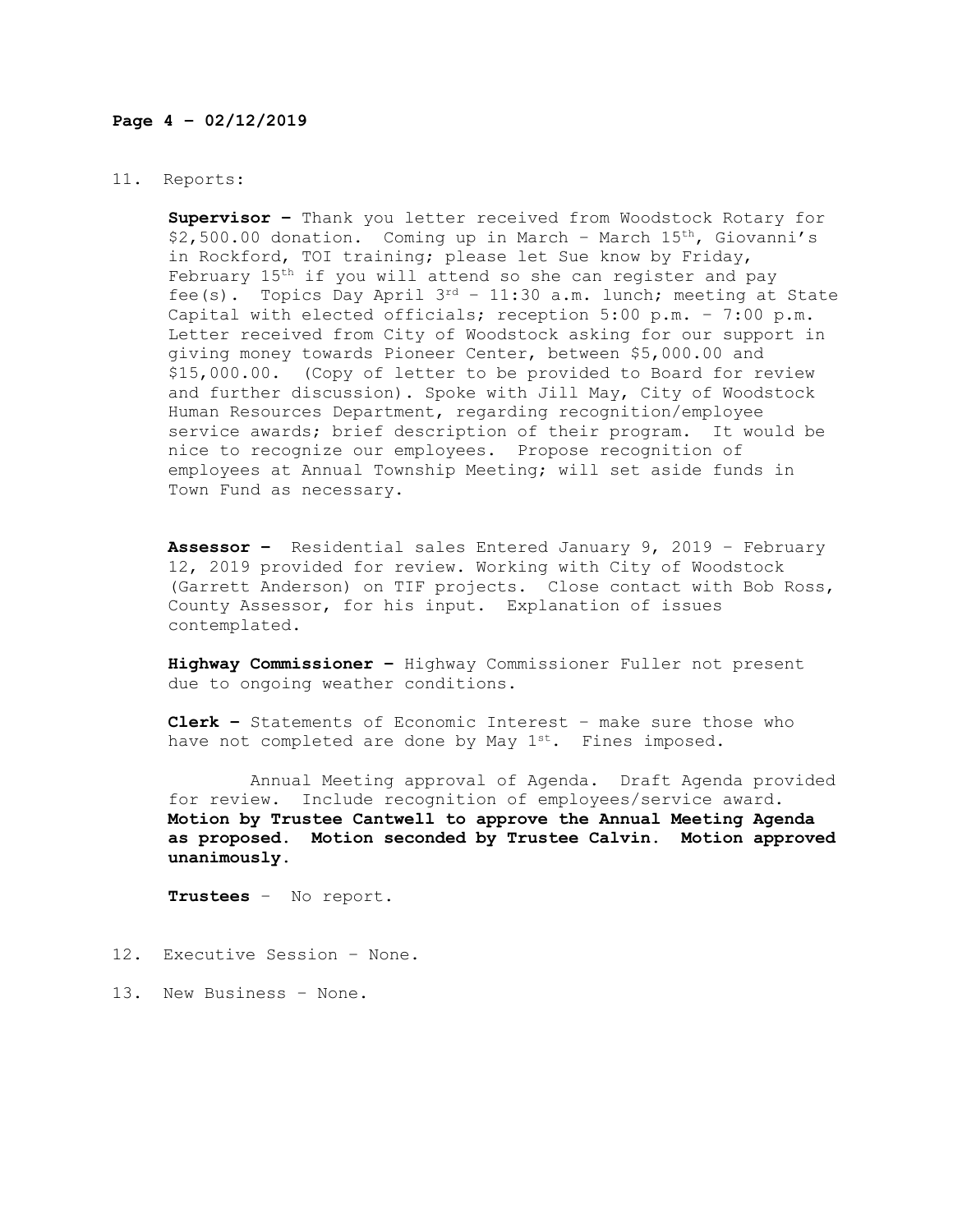11. Reports:

**Supervisor –** Thank you letter received from Woodstock Rotary for $2,500.00 donation. Coming up in March – March 15th, Giovanni's in Rockford, TOI training; please let Sue know by Friday, February 15th if you will attend so she can register and pay fee(s). Topics Day April 3rd – 11:30 a.m. lunch; meeting at State Capital with elected officials; reception 5:00 p.m. – 7:00 p.m. Letter received from City of Woodstock asking for our support in giving money towards Pioneer Center, between $5,000.00 and $15,000.00. (Copy of letter to be provided to Board for review and further discussion). Spoke with Jill May, City of Woodstock Human Resources Department, regarding recognition/employee service awards; brief description of their program. It would be nice to recognize our employees. Propose recognition of employees at Annual Township Meeting; will set aside funds in Town Fund as necessary.

**Assessor –** Residential sales Entered January 9, 2019 – February 12, 2019 provided for review. Working with City of Woodstock (Garrett Anderson) on TIF projects. Close contact with Bob Ross, County Assessor, for his input. Explanation of issues contemplated.

**Highway Commissioner –** Highway Commissioner Fuller not present due to ongoing weather conditions.

**Clerk –** Statements of Economic Interest – make sure those who have not completed are done by May 1st. Fines imposed.

Annual Meeting approval of Agenda. Draft Agenda provided for review. Include recognition of employees/service award. **Motion by Trustee Cantwell to approve the Annual Meeting Agenda as proposed. Motion seconded by Trustee Calvin. Motion approved unanimously.**

**Trustees** – No report.

12. Executive Session – None.

13. New Business – None.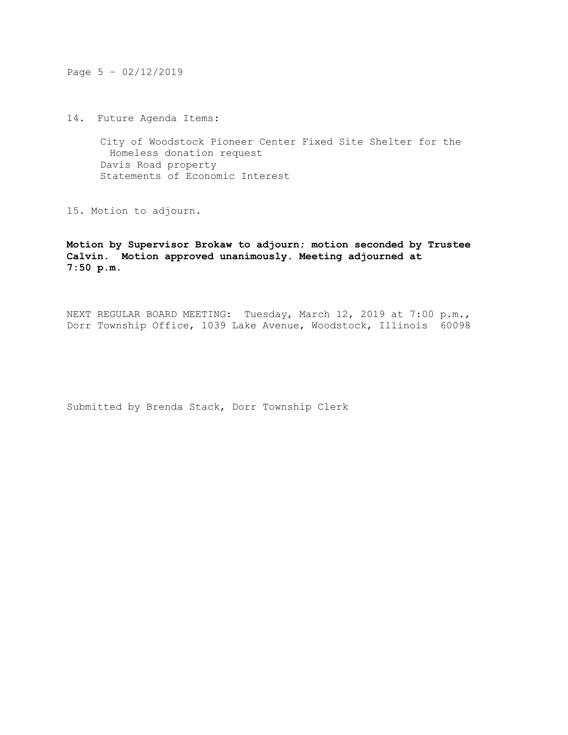14. Future Agenda Items:

    City of Woodstock Pioneer Center Fixed Site Shelter for the Homeless donation request
    Davis Road property
    Statements of Economic Interest

15. Motion to adjourn.

**Motion by Supervisor Brokaw to adjourn; motion seconded by Trustee Calvin. Motion approved unanimously. Meeting adjourned at 7:50 p.m.**

NEXT REGULAR BOARD MEETING: Tuesday, March 12, 2019 at 7:00 p.m., Dorr Township Office, 1039 Lake Avenue, Woodstock, Illinois 60098

Submitted by Brenda Stack, Dorr Township Clerk